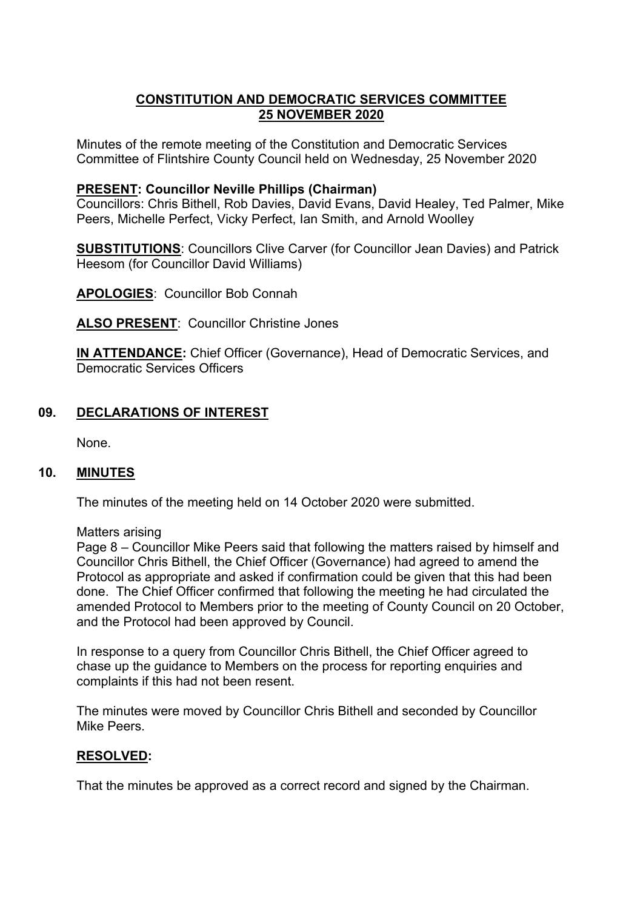# CONSTITUTION AND DEMOCRATIC SERVICES COMMITTEE
# 25 NOVEMBER 2020

Minutes of the remote meeting of the Constitution and Democratic Services Committee of Flintshire County Council held on Wednesday, 25 November 2020

**PRESENT: Councillor Neville Phillips (Chairman)**
Councillors: Chris Bithell, Rob Davies, David Evans, David Healey, Ted Palmer, Mike Peers, Michelle Perfect, Vicky Perfect, Ian Smith, and Arnold Woolley

**SUBSTITUTIONS**: Councillors Clive Carver (for Councillor Jean Davies) and Patrick Heesom (for Councillor David Williams)

**APOLOGIES**: Councillor Bob Connah

**ALSO PRESENT**: Councillor Christine Jones

**IN ATTENDANCE:** Chief Officer (Governance), Head of Democratic Services, and Democratic Services Officers

## 09. DECLARATIONS OF INTEREST

None.

## 10. MINUTES

The minutes of the meeting held on 14 October 2020 were submitted.

Matters arising
Page 8 – Councillor Mike Peers said that following the matters raised by himself and Councillor Chris Bithell, the Chief Officer (Governance) had agreed to amend the Protocol as appropriate and asked if confirmation could be given that this had been done. The Chief Officer confirmed that following the meeting he had circulated the amended Protocol to Members prior to the meeting of County Council on 20 October, and the Protocol had been approved by Council.

In response to a query from Councillor Chris Bithell, the Chief Officer agreed to chase up the guidance to Members on the process for reporting enquiries and complaints if this had not been resent.

The minutes were moved by Councillor Chris Bithell and seconded by Councillor Mike Peers.

**RESOLVED:**

That the minutes be approved as a correct record and signed by the Chairman.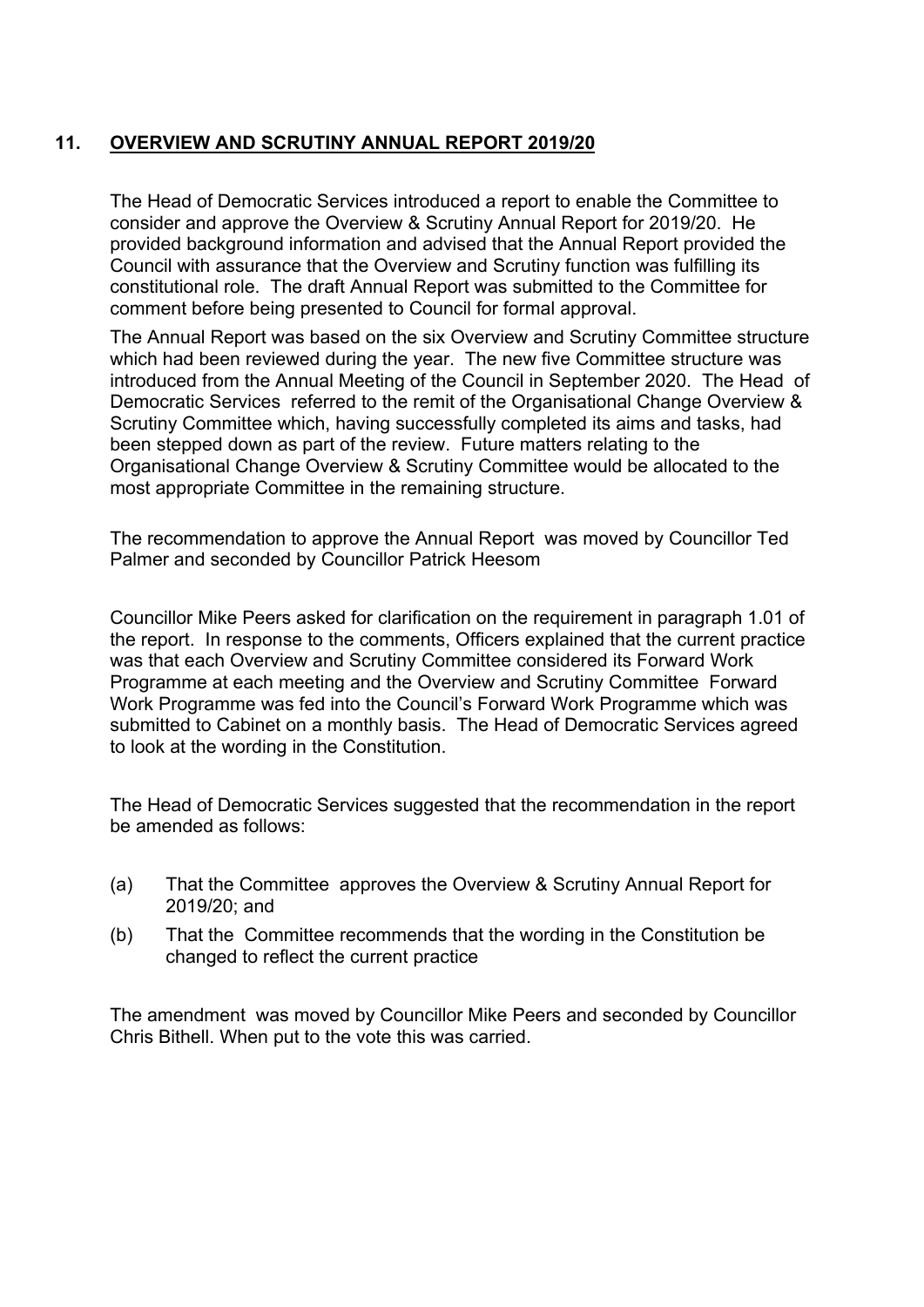## 11. OVERVIEW AND SCRUTINY ANNUAL REPORT 2019/20

The Head of Democratic Services introduced a report to enable the Committee to consider and approve the Overview & Scrutiny Annual Report for 2019/20. He provided background information and advised that the Annual Report provided the Council with assurance that the Overview and Scrutiny function was fulfilling its constitutional role. The draft Annual Report was submitted to the Committee for comment before being presented to Council for formal approval.

The Annual Report was based on the six Overview and Scrutiny Committee structure which had been reviewed during the year. The new five Committee structure was introduced from the Annual Meeting of the Council in September 2020. The Head of Democratic Services referred to the remit of the Organisational Change Overview & Scrutiny Committee which, having successfully completed its aims and tasks, had been stepped down as part of the review. Future matters relating to the Organisational Change Overview & Scrutiny Committee would be allocated to the most appropriate Committee in the remaining structure.

The recommendation to approve the Annual Report was moved by Councillor Ted Palmer and seconded by Councillor Patrick Heesom

Councillor Mike Peers asked for clarification on the requirement in paragraph 1.01 of the report. In response to the comments, Officers explained that the current practice was that each Overview and Scrutiny Committee considered its Forward Work Programme at each meeting and the Overview and Scrutiny Committee Forward Work Programme was fed into the Council's Forward Work Programme which was submitted to Cabinet on a monthly basis. The Head of Democratic Services agreed to look at the wording in the Constitution.

The Head of Democratic Services suggested that the recommendation in the report be amended as follows:

(a) That the Committee approves the Overview & Scrutiny Annual Report for 2019/20; and

(b) That the Committee recommends that the wording in the Constitution be changed to reflect the current practice

The amendment was moved by Councillor Mike Peers and seconded by Councillor Chris Bithell. When put to the vote this was carried.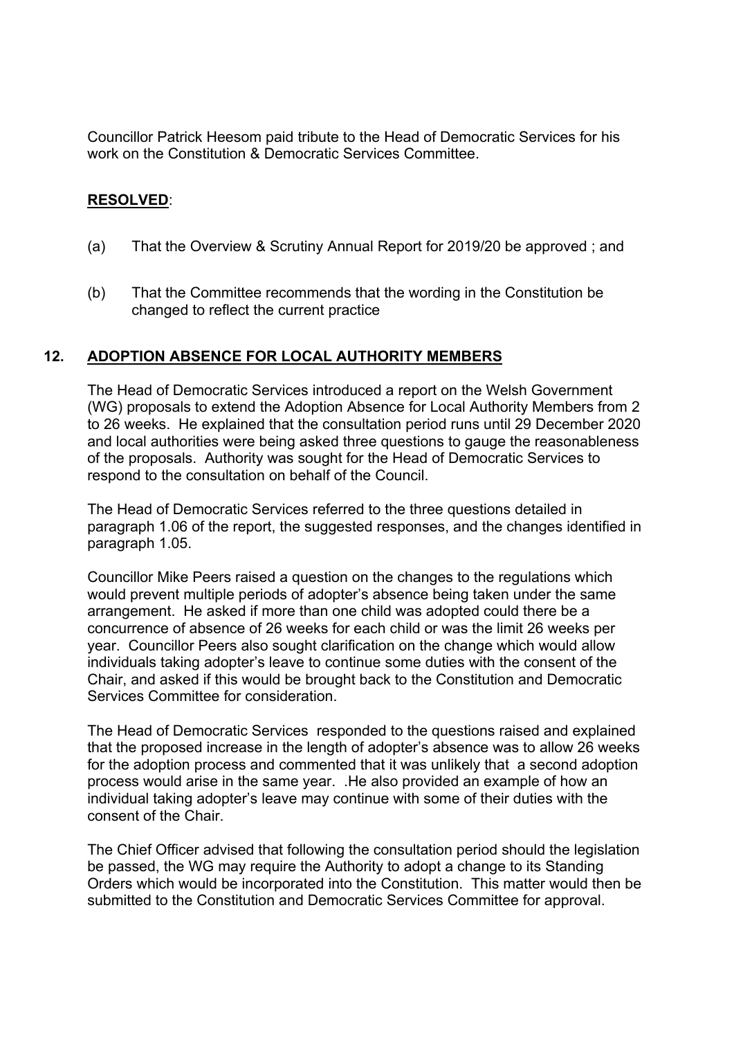Councillor Patrick Heesom paid tribute to the Head of Democratic Services for his work on the Constitution & Democratic Services Committee.

**RESOLVED**:

(a) That the Overview & Scrutiny Annual Report for 2019/20 be approved ; and

(b) That the Committee recommends that the wording in the Constitution be changed to reflect the current practice

## 12. ADOPTION ABSENCE FOR LOCAL AUTHORITY MEMBERS

The Head of Democratic Services introduced a report on the Welsh Government (WG) proposals to extend the Adoption Absence for Local Authority Members from 2 to 26 weeks. He explained that the consultation period runs until 29 December 2020 and local authorities were being asked three questions to gauge the reasonableness of the proposals. Authority was sought for the Head of Democratic Services to respond to the consultation on behalf of the Council.

The Head of Democratic Services referred to the three questions detailed in paragraph 1.06 of the report, the suggested responses, and the changes identified in paragraph 1.05.

Councillor Mike Peers raised a question on the changes to the regulations which would prevent multiple periods of adopter's absence being taken under the same arrangement. He asked if more than one child was adopted could there be a concurrence of absence of 26 weeks for each child or was the limit 26 weeks per year. Councillor Peers also sought clarification on the change which would allow individuals taking adopter's leave to continue some duties with the consent of the Chair, and asked if this would be brought back to the Constitution and Democratic Services Committee for consideration.

The Head of Democratic Services responded to the questions raised and explained that the proposed increase in the length of adopter's absence was to allow 26 weeks for the adoption process and commented that it was unlikely that a second adoption process would arise in the same year. .He also provided an example of how an individual taking adopter's leave may continue with some of their duties with the consent of the Chair.

The Chief Officer advised that following the consultation period should the legislation be passed, the WG may require the Authority to adopt a change to its Standing Orders which would be incorporated into the Constitution. This matter would then be submitted to the Constitution and Democratic Services Committee for approval.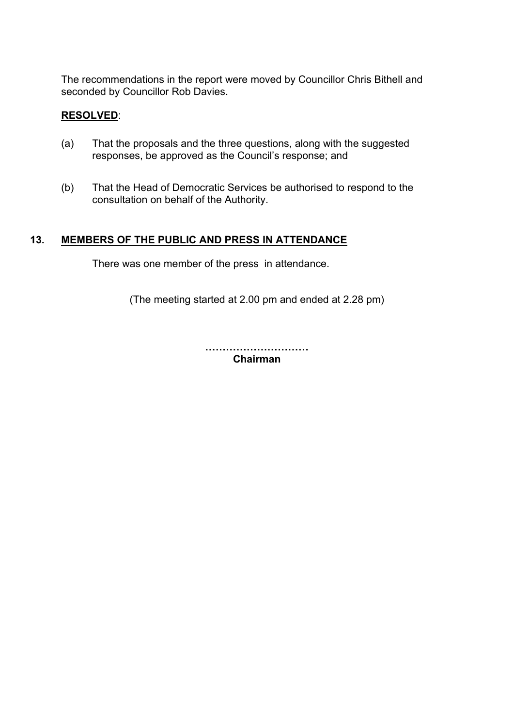The recommendations in the report were moved by Councillor Chris Bithell and seconded by Councillor Rob Davies.

**RESOLVED**:

(a) That the proposals and the three questions, along with the suggested responses, be approved as the Council's response; and

(b) That the Head of Democratic Services be authorised to respond to the consultation on behalf of the Authority.

## 13. MEMBERS OF THE PUBLIC AND PRESS IN ATTENDANCE

There was one member of the press in attendance.

(The meeting started at 2.00 pm and ended at 2.28 pm)

**…………………………**
**Chairman**